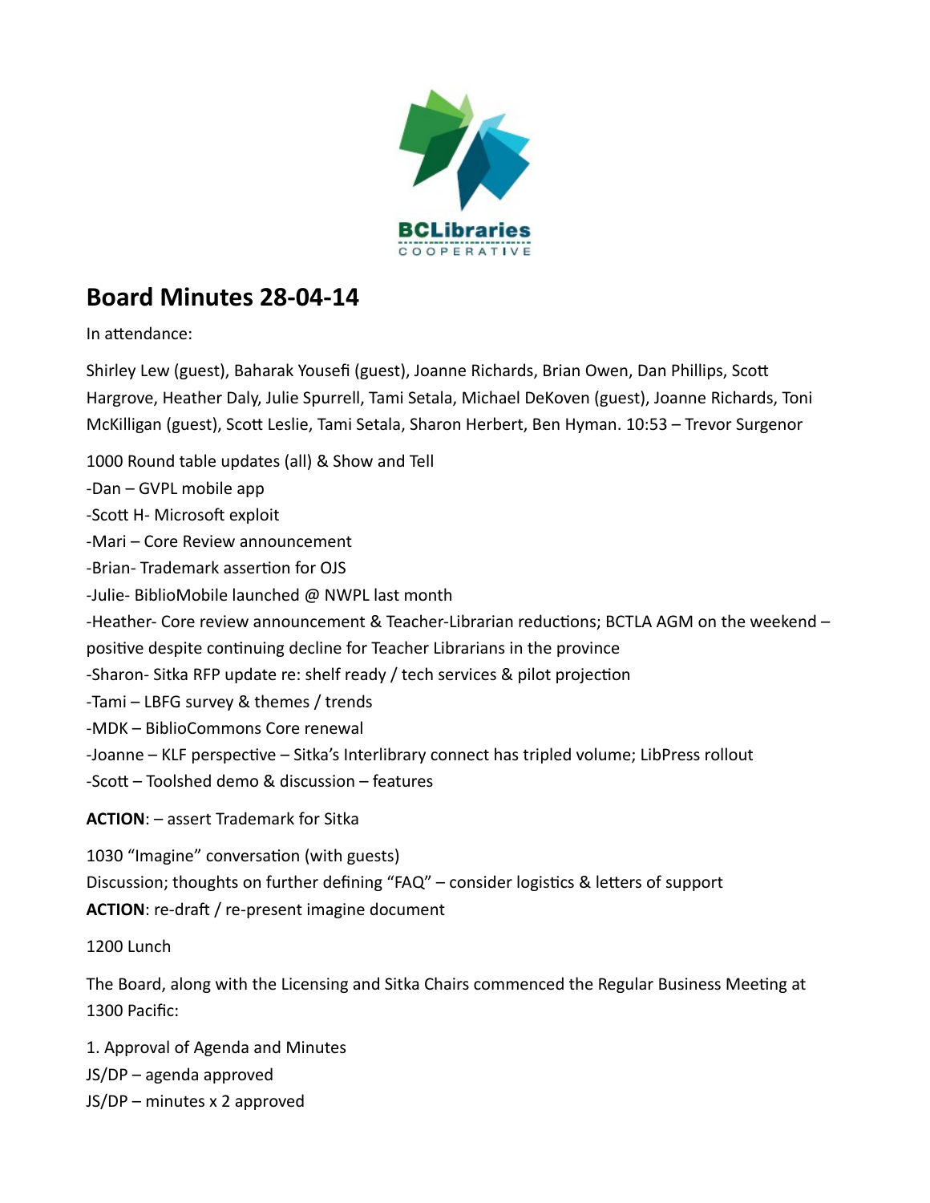BCLibraries COOPERATIVE

# Board Minutes 28-04-14

In attendance:

Shirley Lew (guest), Baharak Yousefi (guest), Joanne Richards, Brian Owen, Dan Phillips, Scott Hargrove, Heather Daly, Julie Spurrell, Tami Setala, Michael DeKoven (guest), Joanne Richards, Toni McKilligan (guest), Scott Leslie, Tami Setala, Sharon Herbert, Ben Hyman. 10:53 – Trevor Surgenor

1000 Round table updates (all) & Show and Tell

-Dan – GVPL mobile app

-Scott H- Microsoft exploit

-Mari – Core Review announcement

-Brian- Trademark assertion for OJS

-Julie- BiblioMobile launched @ NWPL last month

-Heather- Core review announcement & Teacher-Librarian reductions; BCTLA AGM on the weekend – positive despite continuing decline for Teacher Librarians in the province

-Sharon- Sitka RFP update re: shelf ready / tech services & pilot projection

-Tami – LBFG survey & themes / trends

-MDK – BiblioCommons Core renewal

-Joanne – KLF perspective – Sitka's Interlibrary connect has tripled volume; LibPress rollout

-Scott – Toolshed demo & discussion – features

**ACTION**: – assert Trademark for Sitka

1030 "Imagine" conversation (with guests)

Discussion; thoughts on further defining "FAQ" – consider logistics & letters of support

**ACTION**: re-draft / re-present imagine document

1200 Lunch

The Board, along with the Licensing and Sitka Chairs commenced the Regular Business Meeting at 1300 Pacific:

1. Approval of Agenda and Minutes

JS/DP – agenda approved

JS/DP – minutes x 2 approved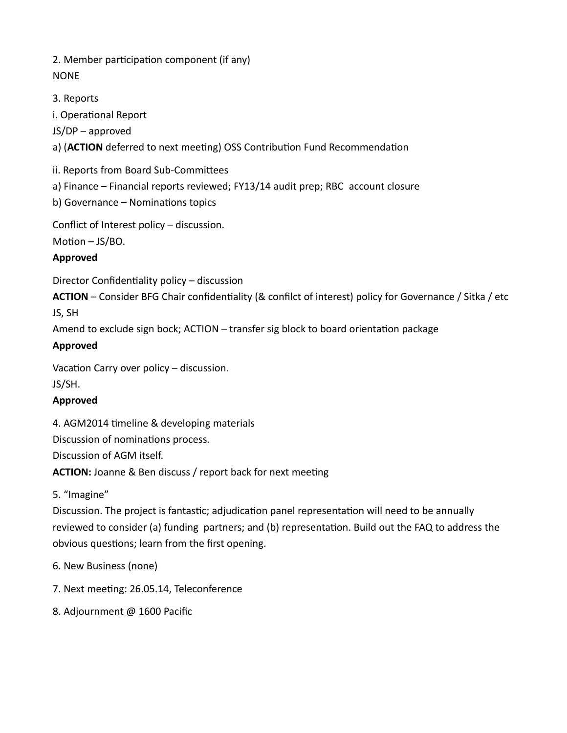2. Member participation component (if any)
NONE

3. Reports

i. Operational Report

JS/DP – approved

a) (**ACTION** deferred to next meeting) OSS Contribution Fund Recommendation

ii. Reports from Board Sub-Committees

a) Finance – Financial reports reviewed; FY13/14 audit prep; RBC  account closure

b) Governance – Nominations topics

Conflict of Interest policy – discussion.

Motion – JS/BO.

**Approved**

Director Confidentiality policy – discussion

**ACTION** – Consider BFG Chair confidentiality (& confilct of interest) policy for Governance / Sitka / etc JS, SH

Amend to exclude sign bock; ACTION – transfer sig block to board orientation package

**Approved**

Vacation Carry over policy – discussion.

JS/SH.

**Approved**

4. AGM2014 timeline & developing materials

Discussion of nominations process.

Discussion of AGM itself.

**ACTION:** Joanne & Ben discuss / report back for next meeting

5. "Imagine"

Discussion. The project is fantastic; adjudication panel representation will need to be annually reviewed to consider (a) funding  partners; and (b) representation. Build out the FAQ to address the obvious questions; learn from the first opening.

6. New Business (none)

7. Next meeting: 26.05.14, Teleconference

8. Adjournment @ 1600 Pacific